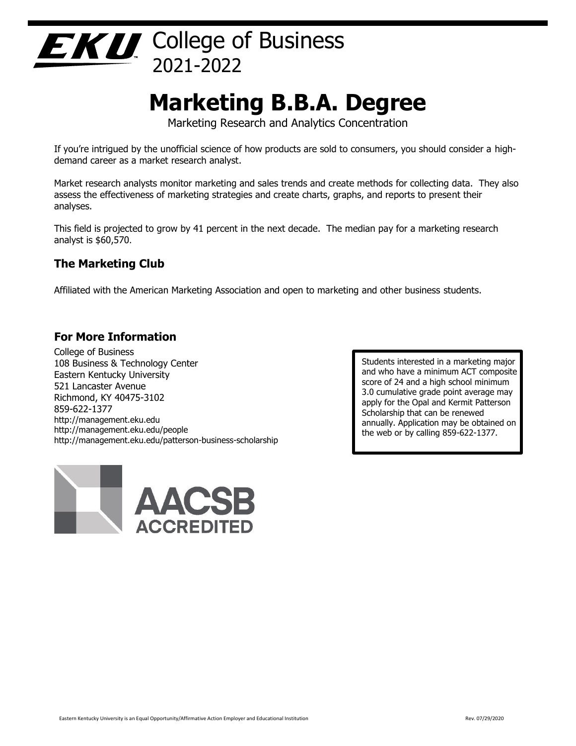EKU College of Business
2021-2022

# Marketing B.B.A. Degree

Marketing Research and Analytics Concentration

If you're intrigued by the unofficial science of how products are sold to consumers, you should consider a high-demand career as a market research analyst.

Market research analysts monitor marketing and sales trends and create methods for collecting data. They also assess the effectiveness of marketing strategies and create charts, graphs, and reports to present their analyses.

This field is projected to grow by 41 percent in the next decade. The median pay for a marketing research analyst is $60,570.

### The Marketing Club

Affiliated with the American Marketing Association and open to marketing and other business students.

### For More Information

College of Business
108 Business & Technology Center
Eastern Kentucky University
521 Lancaster Avenue
Richmond, KY 40475-3102
859-622-1377
http://management.eku.edu
http://management.eku.edu/people
http://management.eku.edu/patterson-business-scholarship

Students interested in a marketing major and who have a minimum ACT composite score of 24 and a high school minimum 3.0 cumulative grade point average may apply for the Opal and Kermit Patterson Scholarship that can be renewed annually. Application may be obtained on the web or by calling 859-622-1377.

AACSB ACCREDITED

Eastern Kentucky University is an Equal Opportunity/Affirmative Action Employer and Educational Institution

Rev. 07/29/2020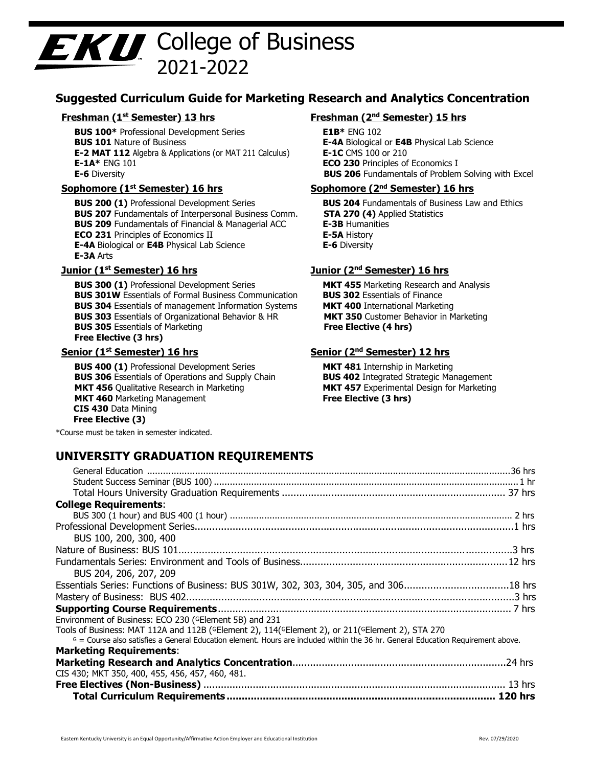# EKU College of Business 2021-2022

## Suggested Curriculum Guide for Marketing Research and Analytics Concentration

### Freshman (1st Semester) 13 hrs

**BUS 100*** Professional Development Series
**BUS 101** Nature of Business
**E-2 MAT 112** Algebra & Applications (or MAT 211 Calculus)
**E-1A*** ENG 101
**E-6** Diversity

### Freshman (2nd Semester) 15 hrs

**E1B*** ENG 102
**E-4A** Biological or **E4B** Physical Lab Science
**E-1C** CMS 100 or 210
**ECO 230** Principles of Economics I
**BUS 206** Fundamentals of Problem Solving with Excel

### Sophomore (1st Semester) 16 hrs

**BUS 200 (1)** Professional Development Series
**BUS 207** Fundamentals of Interpersonal Business Comm.
**BUS 209** Fundamentals of Financial & Managerial ACC
**ECO 231** Principles of Economics II
**E-4A** Biological or **E4B** Physical Lab Science
**E-3A** Arts

### Sophomore (2nd Semester) 16 hrs

**BUS 204** Fundamentals of Business Law and Ethics
**STA 270 (4)** Applied Statistics
**E-3B** Humanities
**E-5A** History
**E-6** Diversity

### Junior (1st Semester) 16 hrs

**BUS 300 (1)** Professional Development Series
**BUS 301W** Essentials of Formal Business Communication
**BUS 304** Essentials of management Information Systems
**BUS 303** Essentials of Organizational Behavior & HR
**BUS 305** Essentials of Marketing
**Free Elective (3 hrs)**

### Junior (2nd Semester) 16 hrs

**MKT 455** Marketing Research and Analysis
**BUS 302** Essentials of Finance
**MKT 400** International Marketing
**MKT 350** Customer Behavior in Marketing
**Free Elective (4 hrs)**

### Senior (1st Semester) 16 hrs

**BUS 400 (1)** Professional Development Series
**BUS 306** Essentials of Operations and Supply Chain
**MKT 456** Qualitative Research in Marketing
**MKT 460** Marketing Management
**CIS 430** Data Mining
**Free Elective (3)**

### Senior (2nd Semester) 12 hrs

**MKT 481** Internship in Marketing
**BUS 402** Integrated Strategic Management
**MKT 457** Experimental Design for Marketing
**Free Elective (3 hrs)**

*Course must be taken in semester indicated.

## UNIVERSITY GRADUATION REQUIREMENTS

| | |
|---|---|
| General Education | 36 hrs |
| Student Success Seminar (BUS 100) | 1 hr |
| Total Hours University Graduation Requirements | 37 hrs |
| **College Requirements**: | |
| BUS 300 (1 hour) and BUS 400 (1 hour) | 2 hrs |
| Professional Development Series | 1 hrs |
| BUS 100, 200, 300, 400 | |
| Nature of Business: BUS 101 | 3 hrs |
| Fundamentals Series: Environment and Tools of Business | 12 hrs |
| BUS 204, 206, 207, 209 | |
| Essentials Series: Functions of Business: BUS 301W, 302, 303, 304, 305, and 306 | 18 hrs |
| Mastery of Business: BUS 402 | 3 hrs |
| **Supporting Course Requirements** | 7 hrs |
| Environment of Business: ECO 230 (GElement 5B) and 231 | |
| Tools of Business: MAT 112A and 112B (GElement 2), 114(GElement 2), or 211(GElement 2), STA 270 | |
| G = Course also satisfies a General Education element. Hours are included within the 36 hr. General Education Requirement above. | |
| **Marketing Requirements**: | |
| **Marketing Research and Analytics Concentration** | 24 hrs |
| CIS 430; MKT 350, 400, 455, 456, 457, 460, 481. | |
| **Free Electives (Non-Business)** | 13 hrs |
| **Total Curriculum Requirements** | **120 hrs** |

Eastern Kentucky University is an Equal Opportunity/Affirmative Action Employer and Educational Institution

Rev. 07/29/2020